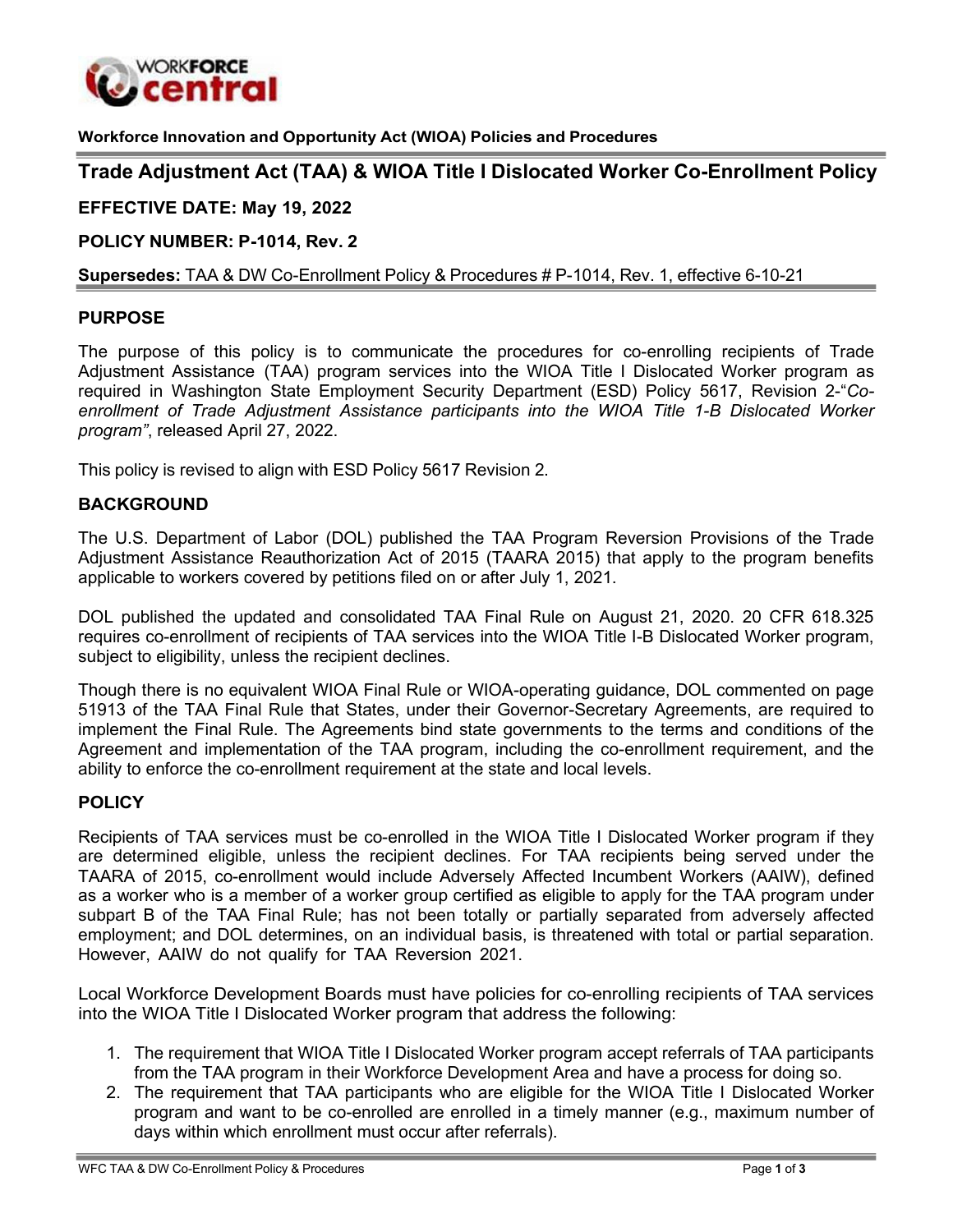**Workforce Innovation and Opportunity Act (WIOA) Policies and Procedures**

# Trade Adjustment Act (TAA) & WIOA Title I Dislocated Worker Co-Enrollment Policy

**EFFECTIVE DATE: May 19, 2022**

**POLICY NUMBER: P-1014, Rev. 2**

**Supersedes:** TAA & DW Co-Enrollment Policy & Procedures # P-1014, Rev. 1, effective 6-10-21

## PURPOSE

The purpose of this policy is to communicate the procedures for co-enrolling recipients of Trade Adjustment Assistance (TAA) program services into the WIOA Title I Dislocated Worker program as required in Washington State Employment Security Department (ESD) Policy 5617, Revision 2-"*Co-enrollment of Trade Adjustment Assistance participants into the WIOA Title 1-B Dislocated Worker program"*, released April 27, 2022.

This policy is revised to align with ESD Policy 5617 Revision 2.

## BACKGROUND

The U.S. Department of Labor (DOL) published the TAA Program Reversion Provisions of the Trade Adjustment Assistance Reauthorization Act of 2015 (TAARA 2015) that apply to the program benefits applicable to workers covered by petitions filed on or after July 1, 2021.

DOL published the updated and consolidated TAA Final Rule on August 21, 2020. 20 CFR 618.325 requires co-enrollment of recipients of TAA services into the WIOA Title I-B Dislocated Worker program, subject to eligibility, unless the recipient declines.

Though there is no equivalent WIOA Final Rule or WIOA-operating guidance, DOL commented on page 51913 of the TAA Final Rule that States, under their Governor-Secretary Agreements, are required to implement the Final Rule. The Agreements bind state governments to the terms and conditions of the Agreement and implementation of the TAA program, including the co-enrollment requirement, and the ability to enforce the co-enrollment requirement at the state and local levels.

## POLICY

Recipients of TAA services must be co-enrolled in the WIOA Title I Dislocated Worker program if they are determined eligible, unless the recipient declines. For TAA recipients being served under the TAARA of 2015, co-enrollment would include Adversely Affected Incumbent Workers (AAIW), defined as a worker who is a member of a worker group certified as eligible to apply for the TAA program under subpart B of the TAA Final Rule; has not been totally or partially separated from adversely affected employment; and DOL determines, on an individual basis, is threatened with total or partial separation. However, AAIW do not qualify for TAA Reversion 2021.

Local Workforce Development Boards must have policies for co-enrolling recipients of TAA services into the WIOA Title I Dislocated Worker program that address the following:

1. The requirement that WIOA Title I Dislocated Worker program accept referrals of TAA participants from the TAA program in their Workforce Development Area and have a process for doing so.
2. The requirement that TAA participants who are eligible for the WIOA Title I Dislocated Worker program and want to be co-enrolled are enrolled in a timely manner (e.g., maximum number of days within which enrollment must occur after referrals).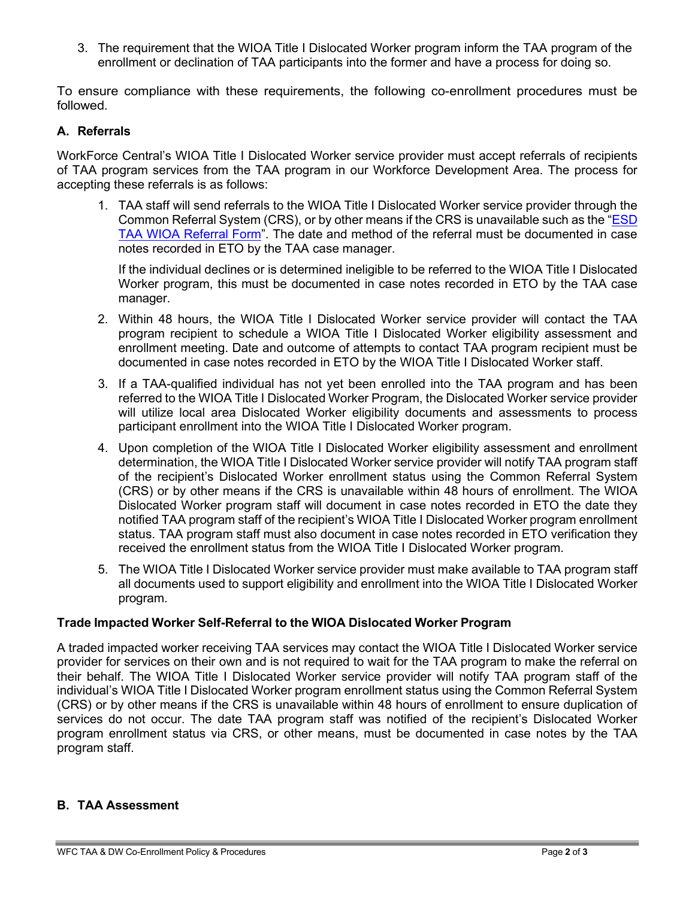3. The requirement that the WIOA Title I Dislocated Worker program inform the TAA program of the enrollment or declination of TAA participants into the former and have a process for doing so.

To ensure compliance with these requirements, the following co-enrollment procedures must be followed.

## A. Referrals

WorkForce Central's WIOA Title I Dislocated Worker service provider must accept referrals of recipients of TAA program services from the TAA program in our Workforce Development Area. The process for accepting these referrals is as follows:

1. TAA staff will send referrals to the WIOA Title I Dislocated Worker service provider through the Common Referral System (CRS), or by other means if the CRS is unavailable such as the "ESD TAA WIOA Referral Form". The date and method of the referral must be documented in case notes recorded in ETO by the TAA case manager.

   If the individual declines or is determined ineligible to be referred to the WIOA Title I Dislocated Worker program, this must be documented in case notes recorded in ETO by the TAA case manager.

2. Within 48 hours, the WIOA Title I Dislocated Worker service provider will contact the TAA program recipient to schedule a WIOA Title I Dislocated Worker eligibility assessment and enrollment meeting. Date and outcome of attempts to contact TAA program recipient must be documented in case notes recorded in ETO by the WIOA Title I Dislocated Worker staff.

3. If a TAA-qualified individual has not yet been enrolled into the TAA program and has been referred to the WIOA Title I Dislocated Worker Program, the Dislocated Worker service provider will utilize local area Dislocated Worker eligibility documents and assessments to process participant enrollment into the WIOA Title I Dislocated Worker program.

4. Upon completion of the WIOA Title I Dislocated Worker eligibility assessment and enrollment determination, the WIOA Title I Dislocated Worker service provider will notify TAA program staff of the recipient's Dislocated Worker enrollment status using the Common Referral System (CRS) or by other means if the CRS is unavailable within 48 hours of enrollment. The WIOA Dislocated Worker program staff will document in case notes recorded in ETO the date they notified TAA program staff of the recipient's WIOA Title I Dislocated Worker program enrollment status. TAA program staff must also document in case notes recorded in ETO verification they received the enrollment status from the WIOA Title I Dislocated Worker program.

5. The WIOA Title I Dislocated Worker service provider must make available to TAA program staff all documents used to support eligibility and enrollment into the WIOA Title I Dislocated Worker program.

### Trade Impacted Worker Self-Referral to the WIOA Dislocated Worker Program

A traded impacted worker receiving TAA services may contact the WIOA Title I Dislocated Worker service provider for services on their own and is not required to wait for the TAA program to make the referral on their behalf. The WIOA Title I Dislocated Worker service provider will notify TAA program staff of the individual's WIOA Title I Dislocated Worker program enrollment status using the Common Referral System (CRS) or by other means if the CRS is unavailable within 48 hours of enrollment to ensure duplication of services do not occur. The date TAA program staff was notified of the recipient's Dislocated Worker program enrollment status via CRS, or other means, must be documented in case notes by the TAA program staff.

## B. TAA Assessment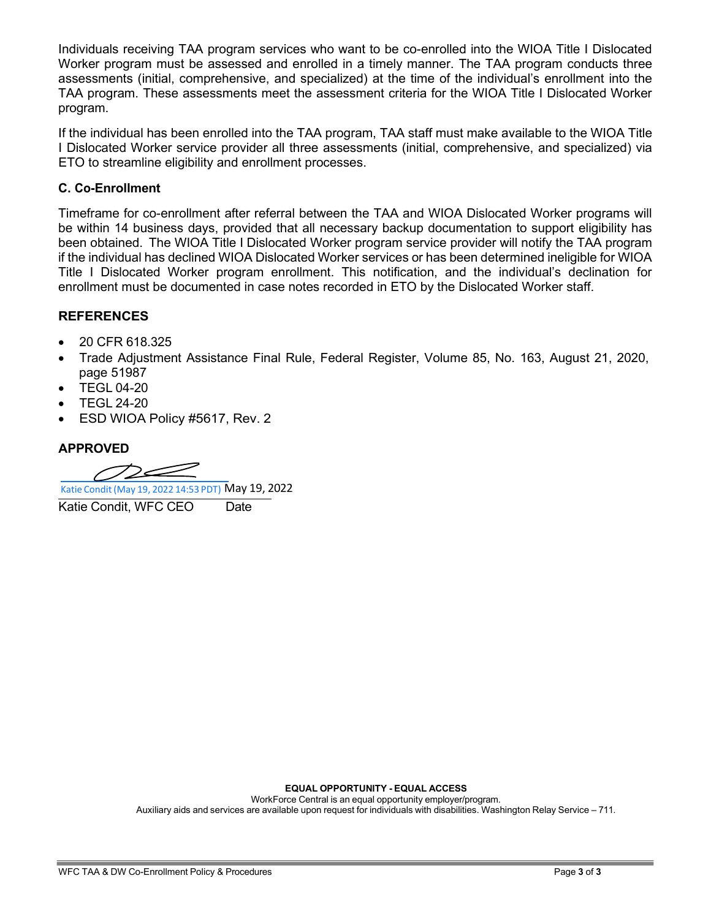Individuals receiving TAA program services who want to be co-enrolled into the WIOA Title I Dislocated Worker program must be assessed and enrolled in a timely manner. The TAA program conducts three assessments (initial, comprehensive, and specialized) at the time of the individual's enrollment into the TAA program. These assessments meet the assessment criteria for the WIOA Title I Dislocated Worker program.

If the individual has been enrolled into the TAA program, TAA staff must make available to the WIOA Title I Dislocated Worker service provider all three assessments (initial, comprehensive, and specialized) via ETO to streamline eligibility and enrollment processes.

### C. Co-Enrollment

Timeframe for co-enrollment after referral between the TAA and WIOA Dislocated Worker programs will be within 14 business days, provided that all necessary backup documentation to support eligibility has been obtained. The WIOA Title I Dislocated Worker program service provider will notify the TAA program if the individual has declined WIOA Dislocated Worker services or has been determined ineligible for WIOA Title I Dislocated Worker program enrollment. This notification, and the individual's declination for enrollment must be documented in case notes recorded in ETO by the Dislocated Worker staff.

## REFERENCES

- 20 CFR 618.325
- Trade Adjustment Assistance Final Rule, Federal Register, Volume 85, No. 163, August 21, 2020, page 51987
- TEGL 04-20
- TEGL 24-20
- ESD WIOA Policy #5617, Rev. 2

## APPROVED

Katie Condit (May 19, 2022 14:53 PDT) May 19, 2022

Katie Condit, WFC CEO Date

**EQUAL OPPORTUNITY - EQUAL ACCESS**

WorkForce Central is an equal opportunity employer/program.

Auxiliary aids and services are available upon request for individuals with disabilities. Washington Relay Service – 711.